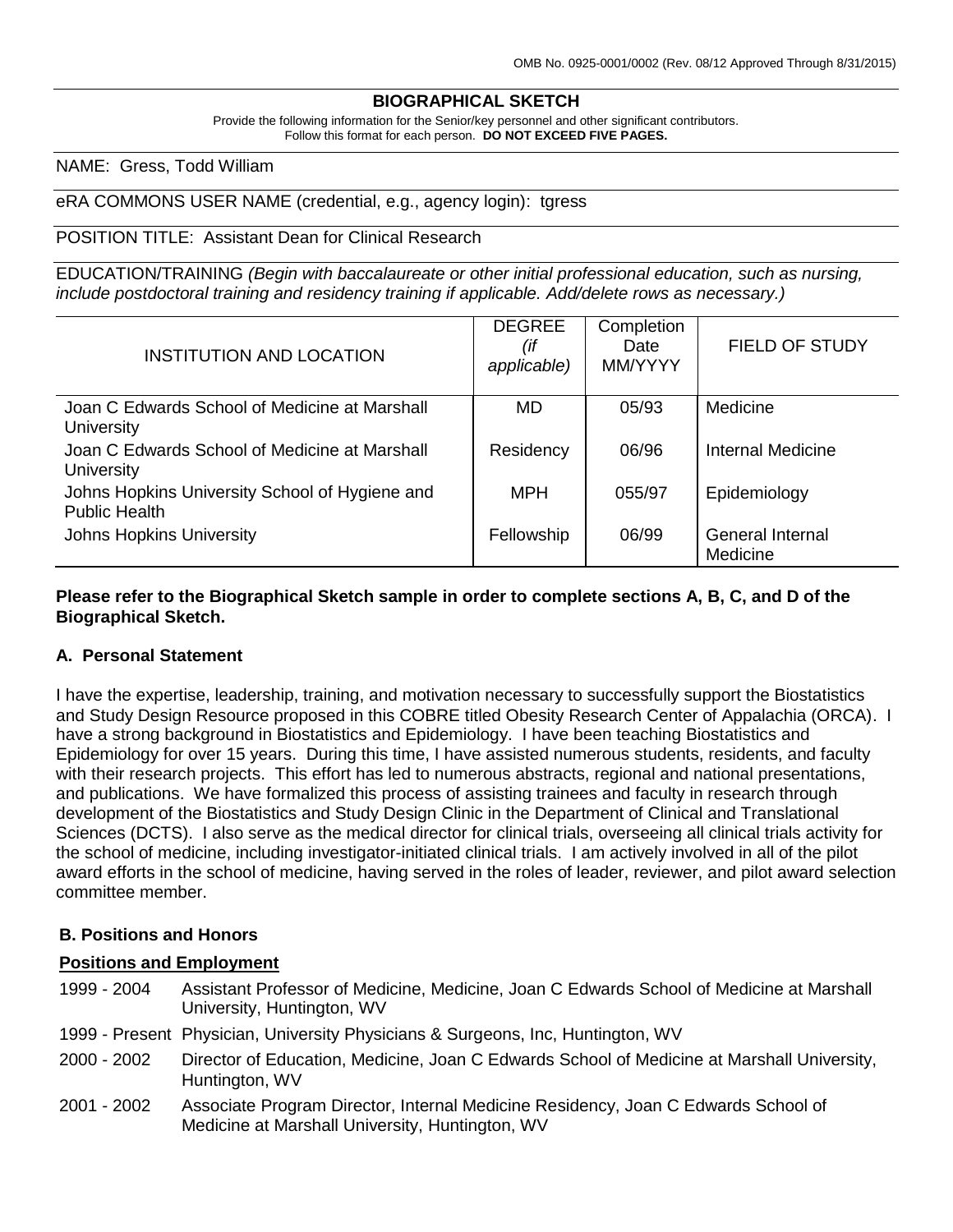OMB No. 0925-0001/0002 (Rev. 08/12 Approved Through 8/31/2015)

## BIOGRAPHICAL SKETCH

Provide the following information for the Senior/key personnel and other significant contributors.
Follow this format for each person. **DO NOT EXCEED FIVE PAGES.**

NAME: Gress, Todd William

eRA COMMONS USER NAME (credential, e.g., agency login): tgress

POSITION TITLE: Assistant Dean for Clinical Research

EDUCATION/TRAINING *(Begin with baccalaureate or other initial professional education, such as nursing, include postdoctoral training and residency training if applicable. Add/delete rows as necessary.)*

| INSTITUTION AND LOCATION | DEGREE *(if applicable)* | Completion Date MM/YYYY | FIELD OF STUDY |
|---|---|---|---|
| Joan C Edwards School of Medicine at Marshall University | MD | 05/93 | Medicine |
| Joan C Edwards School of Medicine at Marshall University | Residency | 06/96 | Internal Medicine |
| Johns Hopkins University School of Hygiene and Public Health | MPH | 055/97 | Epidemiology |
| Johns Hopkins University | Fellowship | 06/99 | General Internal Medicine |

**Please refer to the Biographical Sketch sample in order to complete sections A, B, C, and D of the Biographical Sketch.**

### A. Personal Statement

I have the expertise, leadership, training, and motivation necessary to successfully support the Biostatistics and Study Design Resource proposed in this COBRE titled Obesity Research Center of Appalachia (ORCA). I have a strong background in Biostatistics and Epidemiology. I have been teaching Biostatistics and Epidemiology for over 15 years. During this time, I have assisted numerous students, residents, and faculty with their research projects. This effort has led to numerous abstracts, regional and national presentations, and publications. We have formalized this process of assisting trainees and faculty in research through development of the Biostatistics and Study Design Clinic in the Department of Clinical and Translational Sciences (DCTS). I also serve as the medical director for clinical trials, overseeing all clinical trials activity for the school of medicine, including investigator-initiated clinical trials. I am actively involved in all of the pilot award efforts in the school of medicine, having served in the roles of leader, reviewer, and pilot award selection committee member.

### B. Positions and Honors

**Positions and Employment**

- 1999 - 2004 Assistant Professor of Medicine, Medicine, Joan C Edwards School of Medicine at Marshall University, Huntington, WV
- 1999 - Present Physician, University Physicians & Surgeons, Inc, Huntington, WV
- 2000 - 2002 Director of Education, Medicine, Joan C Edwards School of Medicine at Marshall University, Huntington, WV
- 2001 - 2002 Associate Program Director, Internal Medicine Residency, Joan C Edwards School of Medicine at Marshall University, Huntington, WV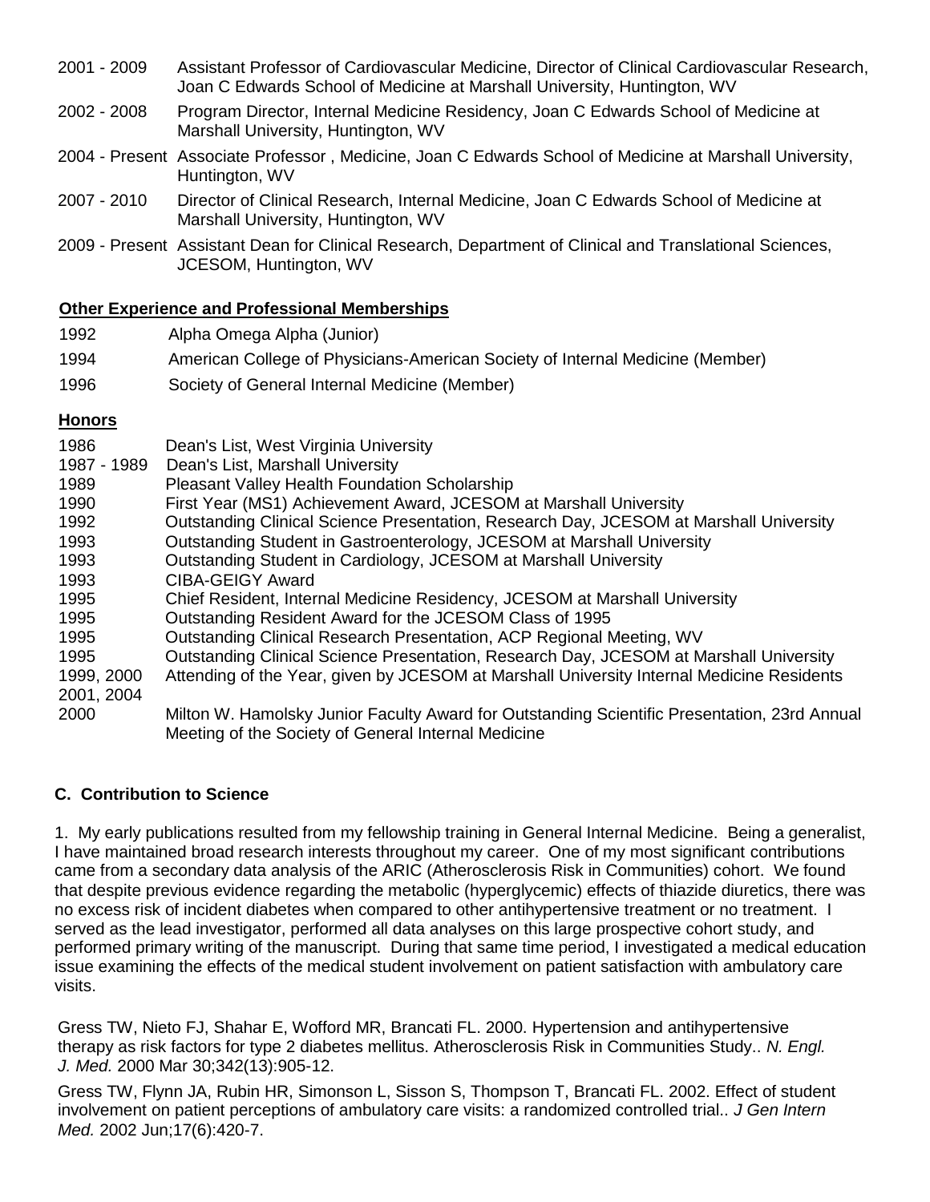2001 - 2009 Assistant Professor of Cardiovascular Medicine, Director of Clinical Cardiovascular Research, Joan C Edwards School of Medicine at Marshall University, Huntington, WV

2002 - 2008 Program Director, Internal Medicine Residency, Joan C Edwards School of Medicine at Marshall University, Huntington, WV

2004 - Present Associate Professor , Medicine, Joan C Edwards School of Medicine at Marshall University, Huntington, WV

2007 - 2010 Director of Clinical Research, Internal Medicine, Joan C Edwards School of Medicine at Marshall University, Huntington, WV

2009 - Present Assistant Dean for Clinical Research, Department of Clinical and Translational Sciences, JCESOM, Huntington, WV

**Other Experience and Professional Memberships**

1992 Alpha Omega Alpha (Junior)

1994 American College of Physicians-American Society of Internal Medicine (Member)

1996 Society of General Internal Medicine (Member)

**Honors**

1986 Dean's List, West Virginia University
1987 - 1989 Dean's List, Marshall University
1989 Pleasant Valley Health Foundation Scholarship
1990 First Year (MS1) Achievement Award, JCESOM at Marshall University
1992 Outstanding Clinical Science Presentation, Research Day, JCESOM at Marshall University
1993 Outstanding Student in Gastroenterology, JCESOM at Marshall University
1993 Outstanding Student in Cardiology, JCESOM at Marshall University
1993 CIBA-GEIGY Award
1995 Chief Resident, Internal Medicine Residency, JCESOM at Marshall University
1995 Outstanding Resident Award for the JCESOM Class of 1995
1995 Outstanding Clinical Research Presentation, ACP Regional Meeting, WV
1995 Outstanding Clinical Science Presentation, Research Day, JCESOM at Marshall University
1999, 2000, 2001, 2004 Attending of the Year, given by JCESOM at Marshall University Internal Medicine Residents
2000 Milton W. Hamolsky Junior Faculty Award for Outstanding Scientific Presentation, 23rd Annual Meeting of the Society of General Internal Medicine

## C. Contribution to Science

1. My early publications resulted from my fellowship training in General Internal Medicine. Being a generalist, I have maintained broad research interests throughout my career. One of my most significant contributions came from a secondary data analysis of the ARIC (Atherosclerosis Risk in Communities) cohort. We found that despite previous evidence regarding the metabolic (hyperglycemic) effects of thiazide diuretics, there was no excess risk of incident diabetes when compared to other antihypertensive treatment or no treatment. I served as the lead investigator, performed all data analyses on this large prospective cohort study, and performed primary writing of the manuscript. During that same time period, I investigated a medical education issue examining the effects of the medical student involvement on patient satisfaction with ambulatory care visits.

Gress TW, Nieto FJ, Shahar E, Wofford MR, Brancati FL. 2000. Hypertension and antihypertensive therapy as risk factors for type 2 diabetes mellitus. Atherosclerosis Risk in Communities Study.. *N. Engl. J. Med.* 2000 Mar 30;342(13):905-12.

Gress TW, Flynn JA, Rubin HR, Simonson L, Sisson S, Thompson T, Brancati FL. 2002. Effect of student involvement on patient perceptions of ambulatory care visits: a randomized controlled trial.. *J Gen Intern Med.* 2002 Jun;17(6):420-7.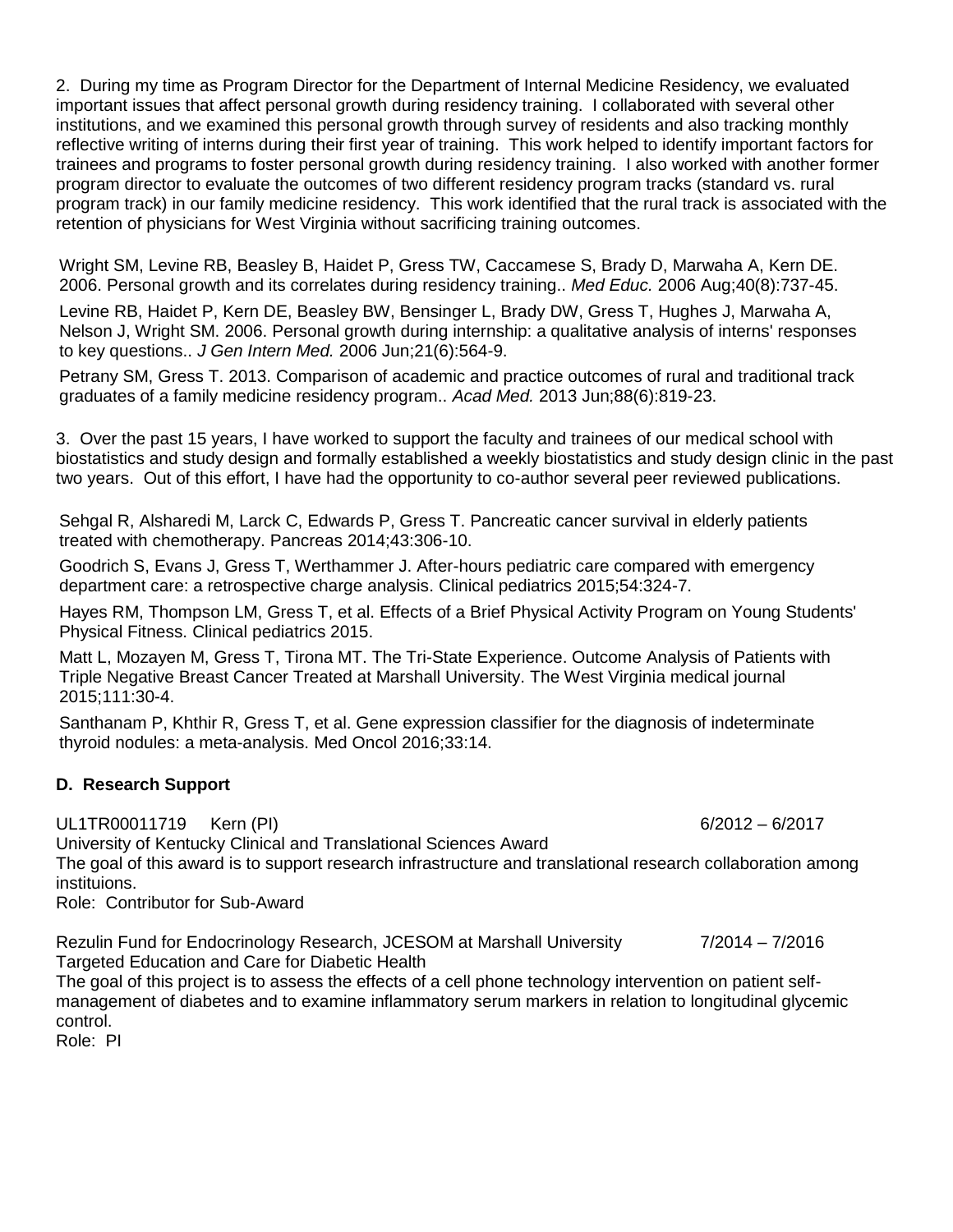2. During my time as Program Director for the Department of Internal Medicine Residency, we evaluated important issues that affect personal growth during residency training. I collaborated with several other institutions, and we examined this personal growth through survey of residents and also tracking monthly reflective writing of interns during their first year of training. This work helped to identify important factors for trainees and programs to foster personal growth during residency training. I also worked with another former program director to evaluate the outcomes of two different residency program tracks (standard vs. rural program track) in our family medicine residency. This work identified that the rural track is associated with the retention of physicians for West Virginia without sacrificing training outcomes.

Wright SM, Levine RB, Beasley B, Haidet P, Gress TW, Caccamese S, Brady D, Marwaha A, Kern DE. 2006. Personal growth and its correlates during residency training.. *Med Educ.* 2006 Aug;40(8):737-45.

Levine RB, Haidet P, Kern DE, Beasley BW, Bensinger L, Brady DW, Gress T, Hughes J, Marwaha A, Nelson J, Wright SM. 2006. Personal growth during internship: a qualitative analysis of interns' responses to key questions.. *J Gen Intern Med.* 2006 Jun;21(6):564-9.

Petrany SM, Gress T. 2013. Comparison of academic and practice outcomes of rural and traditional track graduates of a family medicine residency program.. *Acad Med.* 2013 Jun;88(6):819-23.

3. Over the past 15 years, I have worked to support the faculty and trainees of our medical school with biostatistics and study design and formally established a weekly biostatistics and study design clinic in the past two years. Out of this effort, I have had the opportunity to co-author several peer reviewed publications.

Sehgal R, Alsharedi M, Larck C, Edwards P, Gress T. Pancreatic cancer survival in elderly patients treated with chemotherapy. Pancreas 2014;43:306-10.

Goodrich S, Evans J, Gress T, Werthammer J. After-hours pediatric care compared with emergency department care: a retrospective charge analysis. Clinical pediatrics 2015;54:324-7.

Hayes RM, Thompson LM, Gress T, et al. Effects of a Brief Physical Activity Program on Young Students' Physical Fitness. Clinical pediatrics 2015.

Matt L, Mozayen M, Gress T, Tirona MT. The Tri-State Experience. Outcome Analysis of Patients with Triple Negative Breast Cancer Treated at Marshall University. The West Virginia medical journal 2015;111:30-4.

Santhanam P, Khthir R, Gress T, et al. Gene expression classifier for the diagnosis of indeterminate thyroid nodules: a meta-analysis. Med Oncol 2016;33:14.

**D. Research Support**

UL1TR00011719 Kern (PI) 6/2012 – 6/2017
University of Kentucky Clinical and Translational Sciences Award
The goal of this award is to support research infrastructure and translational research collaboration among instituions.
Role: Contributor for Sub-Award

Rezulin Fund for Endocrinology Research, JCESOM at Marshall University 7/2014 – 7/2016
Targeted Education and Care for Diabetic Health
The goal of this project is to assess the effects of a cell phone technology intervention on patient self-management of diabetes and to examine inflammatory serum markers in relation to longitudinal glycemic control.
Role: PI